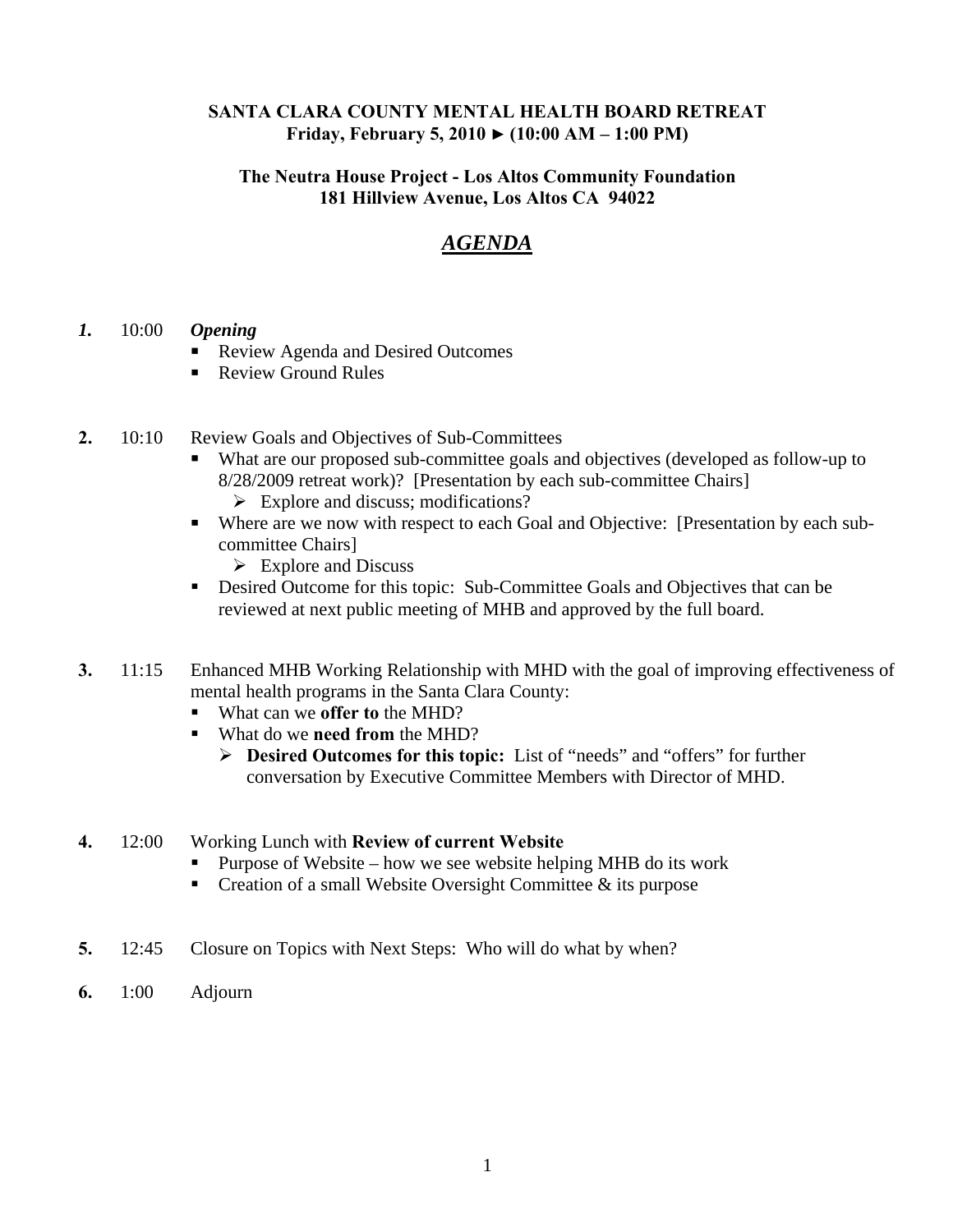**SANTA CLARA COUNTY MENTAL HEALTH BOARD RETREAT**
**Friday, February 5, 2010 ► (10:00 AM – 1:00 PM)**

**The Neutra House Project - Los Altos Community Foundation**
**181 Hillview Avenue, Los Altos CA 94022**

# *AGENDA*

***1.*** 10:00 ***Opening***

- Review Agenda and Desired Outcomes
- Review Ground Rules

**2.** 10:10 Review Goals and Objectives of Sub-Committees

- What are our proposed sub-committee goals and objectives (developed as follow-up to 8/28/2009 retreat work)? [Presentation by each sub-committee Chairs]
  - Explore and discuss; modifications?
- Where are we now with respect to each Goal and Objective: [Presentation by each sub-committee Chairs]
  - Explore and Discuss
- Desired Outcome for this topic: Sub-Committee Goals and Objectives that can be reviewed at next public meeting of MHB and approved by the full board.

**3.** 11:15 Enhanced MHB Working Relationship with MHD with the goal of improving effectiveness of mental health programs in the Santa Clara County:

- What can we **offer to** the MHD?
- What do we **need from** the MHD?
  - **Desired Outcomes for this topic:** List of "needs" and "offers" for further conversation by Executive Committee Members with Director of MHD.

**4.** 12:00 Working Lunch with **Review of current Website**

- Purpose of Website – how we see website helping MHB do its work
- Creation of a small Website Oversight Committee & its purpose

**5.** 12:45 Closure on Topics with Next Steps: Who will do what by when?

**6.** 1:00 Adjourn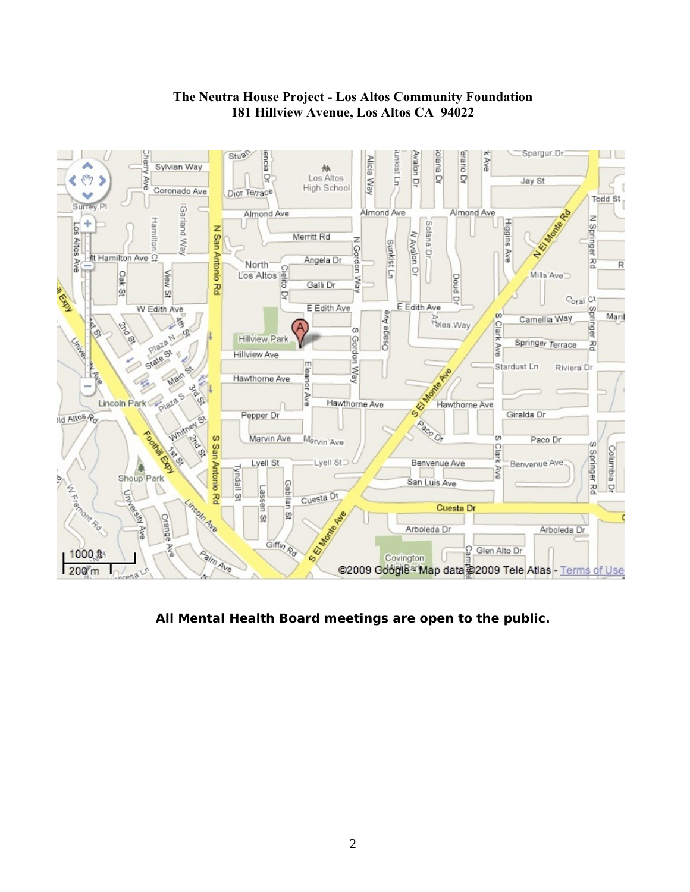**The Neutra House Project - Los Altos Community Foundation**
**181 Hillview Avenue, Los Altos CA 94022**

**All Mental Health Board meetings are open to the public.**